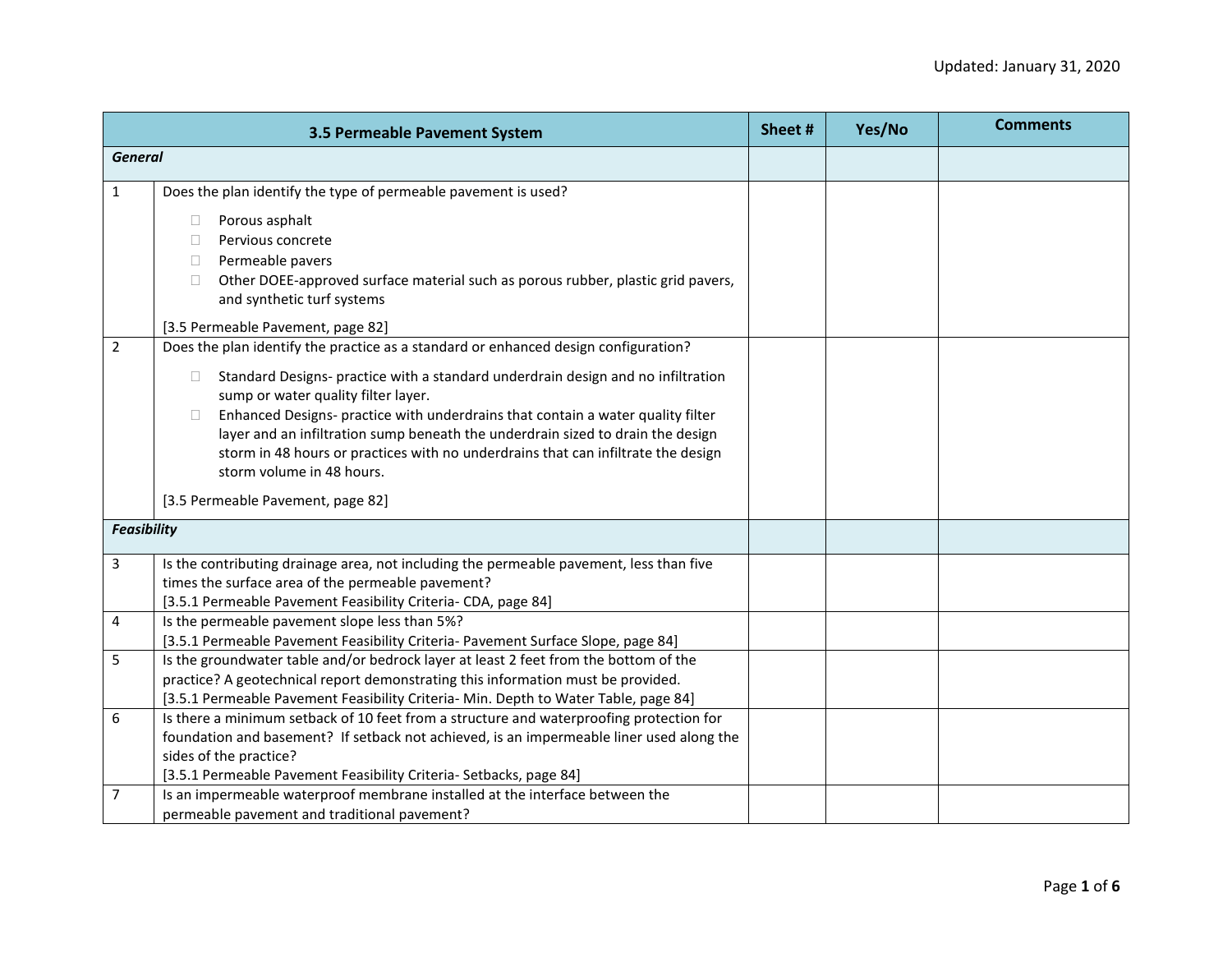| | 3.5 Permeable Pavement System | Sheet # | Yes/No | Comments |
|---|---|---|---|---|
| ***General*** | | | | |
| 1 | Does the plan identify the type of permeable pavement is used?<br>☐ Porous asphalt<br>☐ Pervious concrete<br>☐ Permeable pavers<br>☐ Other DOEE-approved surface material such as porous rubber, plastic grid pavers, and synthetic turf systems<br>[3.5 Permeable Pavement, page 82] | | | |
| 2 | Does the plan identify the practice as a standard or enhanced design configuration?<br>☐ Standard Designs- practice with a standard underdrain design and no infiltration sump or water quality filter layer.<br>☐ Enhanced Designs- practice with underdrains that contain a water quality filter layer and an infiltration sump beneath the underdrain sized to drain the design storm in 48 hours or practices with no underdrains that can infiltrate the design storm volume in 48 hours.<br>[3.5 Permeable Pavement, page 82] | | | |
| ***Feasibility*** | | | | |
| 3 | Is the contributing drainage area, not including the permeable pavement, less than five times the surface area of the permeable pavement?<br>[3.5.1 Permeable Pavement Feasibility Criteria- CDA, page 84] | | | |
| 4 | Is the permeable pavement slope less than 5%?<br>[3.5.1 Permeable Pavement Feasibility Criteria- Pavement Surface Slope, page 84] | | | |
| 5 | Is the groundwater table and/or bedrock layer at least 2 feet from the bottom of the practice? A geotechnical report demonstrating this information must be provided.<br>[3.5.1 Permeable Pavement Feasibility Criteria- Min. Depth to Water Table, page 84] | | | |
| 6 | Is there a minimum setback of 10 feet from a structure and waterproofing protection for foundation and basement? If setback not achieved, is an impermeable liner used along the sides of the practice?<br>[3.5.1 Permeable Pavement Feasibility Criteria- Setbacks, page 84] | | | |
| 7 | Is an impermeable waterproof membrane installed at the interface between the permeable pavement and traditional pavement? | | | |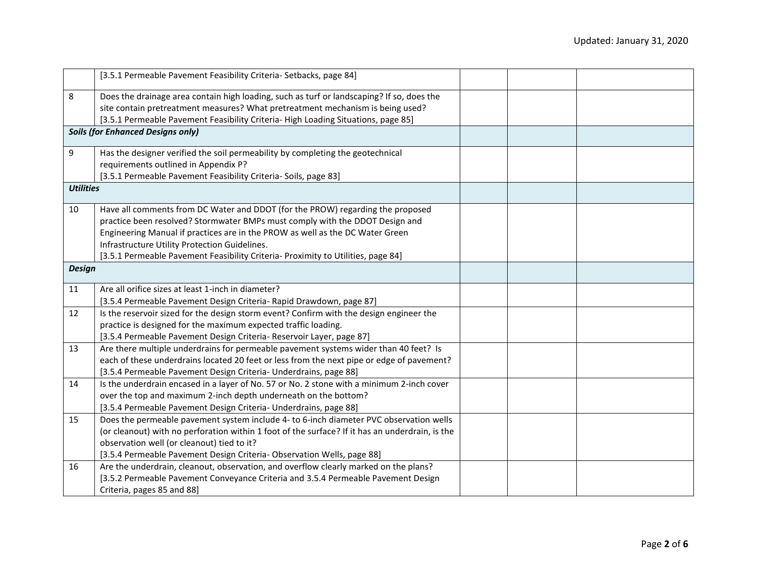| | | | | |
|---|---|---|---|---|
| | [3.5.1 Permeable Pavement Feasibility Criteria- Setbacks, page 84] | | | |
| 8 | Does the drainage area contain high loading, such as turf or landscaping? If so, does the site contain pretreatment measures? What pretreatment mechanism is being used? [3.5.1 Permeable Pavement Feasibility Criteria- High Loading Situations, page 85] | | | |
| ***Soils (for Enhanced Designs only)*** | | | | |
| 9 | Has the designer verified the soil permeability by completing the geotechnical requirements outlined in Appendix P? [3.5.1 Permeable Pavement Feasibility Criteria- Soils, page 83] | | | |
| ***Utilities*** | | | | |
| 10 | Have all comments from DC Water and DDOT (for the PROW) regarding the proposed practice been resolved? Stormwater BMPs must comply with the DDOT Design and Engineering Manual if practices are in the PROW as well as the DC Water Green Infrastructure Utility Protection Guidelines. [3.5.1 Permeable Pavement Feasibility Criteria- Proximity to Utilities, page 84] | | | |
| ***Design*** | | | | |
| 11 | Are all orifice sizes at least 1-inch in diameter? [3.5.4 Permeable Pavement Design Criteria- Rapid Drawdown, page 87] | | | |
| 12 | Is the reservoir sized for the design storm event? Confirm with the design engineer the practice is designed for the maximum expected traffic loading. [3.5.4 Permeable Pavement Design Criteria- Reservoir Layer, page 87] | | | |
| 13 | Are there multiple underdrains for permeable pavement systems wider than 40 feet? Is each of these underdrains located 20 feet or less from the next pipe or edge of pavement? [3.5.4 Permeable Pavement Design Criteria- Underdrains, page 88] | | | |
| 14 | Is the underdrain encased in a layer of No. 57 or No. 2 stone with a minimum 2-inch cover over the top and maximum 2-inch depth underneath on the bottom? [3.5.4 Permeable Pavement Design Criteria- Underdrains, page 88] | | | |
| 15 | Does the permeable pavement system include 4- to 6-inch diameter PVC observation wells (or cleanout) with no perforation within 1 foot of the surface? If it has an underdrain, is the observation well (or cleanout) tied to it? [3.5.4 Permeable Pavement Design Criteria- Observation Wells, page 88] | | | |
| 16 | Are the underdrain, cleanout, observation, and overflow clearly marked on the plans? [3.5.2 Permeable Pavement Conveyance Criteria and 3.5.4 Permeable Pavement Design Criteria, pages 85 and 88] | | | |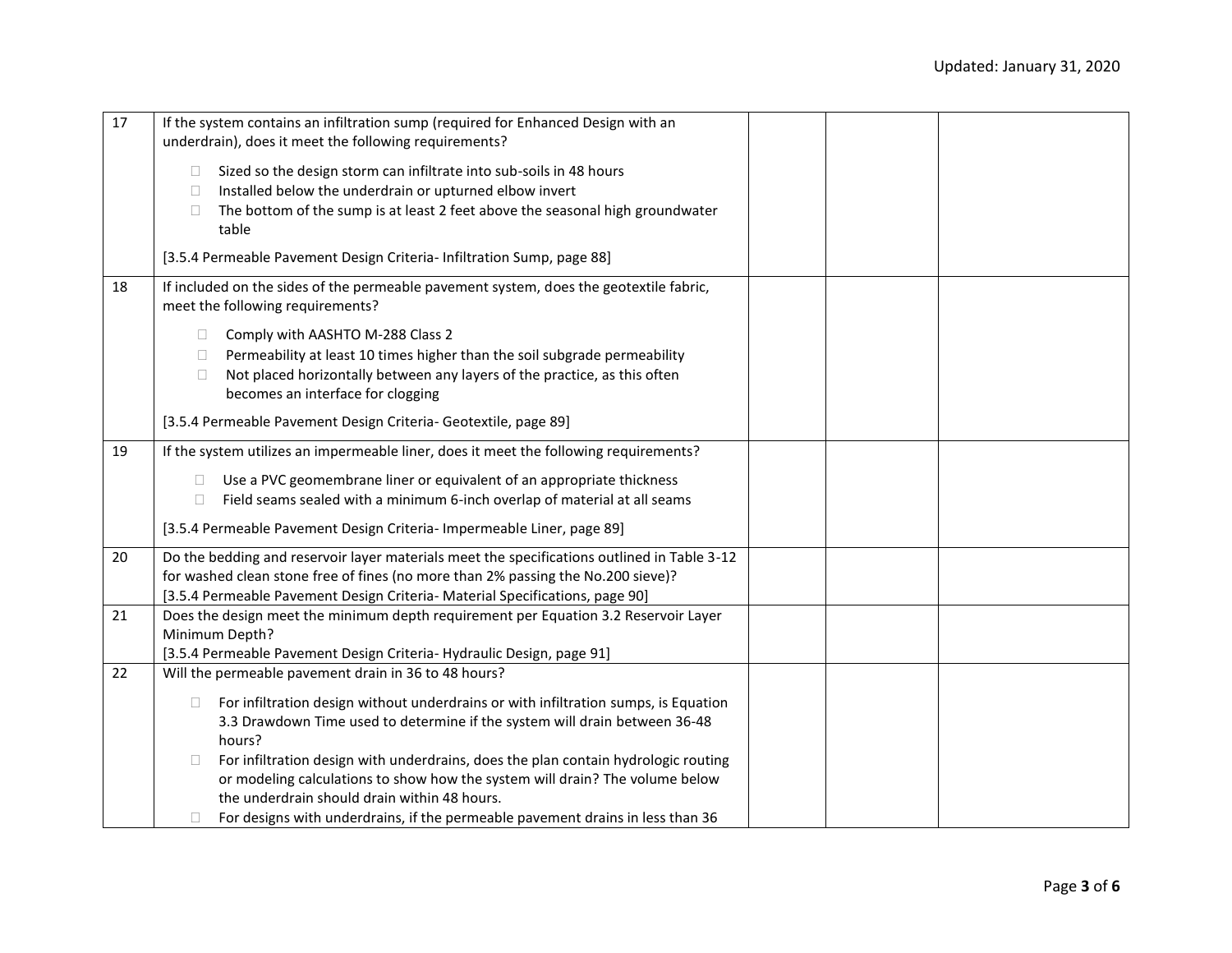| | | | | |
|---|---|---|---|---|
| 17 | If the system contains an infiltration sump (required for Enhanced Design with an underdrain), does it meet the following requirements?<br><br>☐ Sized so the design storm can infiltrate into sub-soils in 48 hours<br>☐ Installed below the underdrain or upturned elbow invert<br>☐ The bottom of the sump is at least 2 feet above the seasonal high groundwater table<br><br>[3.5.4 Permeable Pavement Design Criteria- Infiltration Sump, page 88] | | | |
| 18 | If included on the sides of the permeable pavement system, does the geotextile fabric, meet the following requirements?<br><br>☐ Comply with AASHTO M-288 Class 2<br>☐ Permeability at least 10 times higher than the soil subgrade permeability<br>☐ Not placed horizontally between any layers of the practice, as this often becomes an interface for clogging<br><br>[3.5.4 Permeable Pavement Design Criteria- Geotextile, page 89] | | | |
| 19 | If the system utilizes an impermeable liner, does it meet the following requirements?<br><br>☐ Use a PVC geomembrane liner or equivalent of an appropriate thickness<br>☐ Field seams sealed with a minimum 6-inch overlap of material at all seams<br><br>[3.5.4 Permeable Pavement Design Criteria- Impermeable Liner, page 89] | | | |
| 20 | Do the bedding and reservoir layer materials meet the specifications outlined in Table 3-12 for washed clean stone free of fines (no more than 2% passing the No.200 sieve)?<br>[3.5.4 Permeable Pavement Design Criteria- Material Specifications, page 90] | | | |
| 21 | Does the design meet the minimum depth requirement per Equation 3.2 Reservoir Layer Minimum Depth?<br>[3.5.4 Permeable Pavement Design Criteria- Hydraulic Design, page 91] | | | |
| 22 | Will the permeable pavement drain in 36 to 48 hours?<br><br>☐ For infiltration design without underdrains or with infiltration sumps, is Equation 3.3 Drawdown Time used to determine if the system will drain between 36-48 hours?<br>☐ For infiltration design with underdrains, does the plan contain hydrologic routing or modeling calculations to show how the system will drain? The volume below the underdrain should drain within 48 hours.<br>☐ For designs with underdrains, if the permeable pavement drains in less than 36 | | | |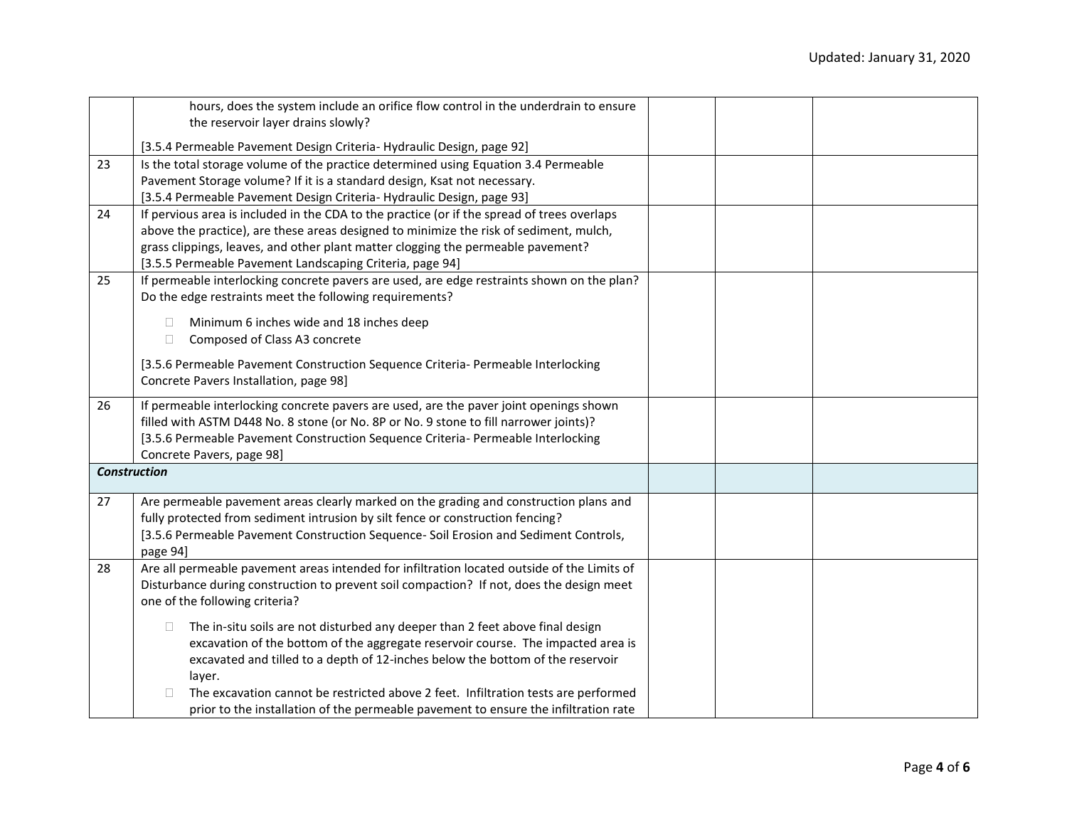| | | | | |
|---|---|---|---|---|
| | hours, does the system include an orifice flow control in the underdrain to ensure the reservoir layer drains slowly?<br><br>[3.5.4 Permeable Pavement Design Criteria- Hydraulic Design, page 92] | | | |
| 23 | Is the total storage volume of the practice determined using Equation 3.4 Permeable Pavement Storage volume? If it is a standard design, Ksat not necessary.<br>[3.5.4 Permeable Pavement Design Criteria- Hydraulic Design, page 93] | | | |
| 24 | If pervious area is included in the CDA to the practice (or if the spread of trees overlaps above the practice), are these areas designed to minimize the risk of sediment, mulch, grass clippings, leaves, and other plant matter clogging the permeable pavement?<br>[3.5.5 Permeable Pavement Landscaping Criteria, page 94] | | | |
| 25 | If permeable interlocking concrete pavers are used, are edge restraints shown on the plan? Do the edge restraints meet the following requirements?<br><br>☐ Minimum 6 inches wide and 18 inches deep<br>☐ Composed of Class A3 concrete<br><br>[3.5.6 Permeable Pavement Construction Sequence Criteria- Permeable Interlocking Concrete Pavers Installation, page 98] | | | |
| 26 | If permeable interlocking concrete pavers are used, are the paver joint openings shown filled with ASTM D448 No. 8 stone (or No. 8P or No. 9 stone to fill narrower joints)?<br>[3.5.6 Permeable Pavement Construction Sequence Criteria- Permeable Interlocking Concrete Pavers, page 98] | | | |
| ***Construction*** | | | | |
| 27 | Are permeable pavement areas clearly marked on the grading and construction plans and fully protected from sediment intrusion by silt fence or construction fencing?<br>[3.5.6 Permeable Pavement Construction Sequence- Soil Erosion and Sediment Controls, page 94] | | | |
| 28 | Are all permeable pavement areas intended for infiltration located outside of the Limits of Disturbance during construction to prevent soil compaction? If not, does the design meet one of the following criteria?<br><br>☐ The in-situ soils are not disturbed any deeper than 2 feet above final design excavation of the bottom of the aggregate reservoir course. The impacted area is excavated and tilled to a depth of 12-inches below the bottom of the reservoir layer.<br>☐ The excavation cannot be restricted above 2 feet. Infiltration tests are performed prior to the installation of the permeable pavement to ensure the infiltration rate | | | |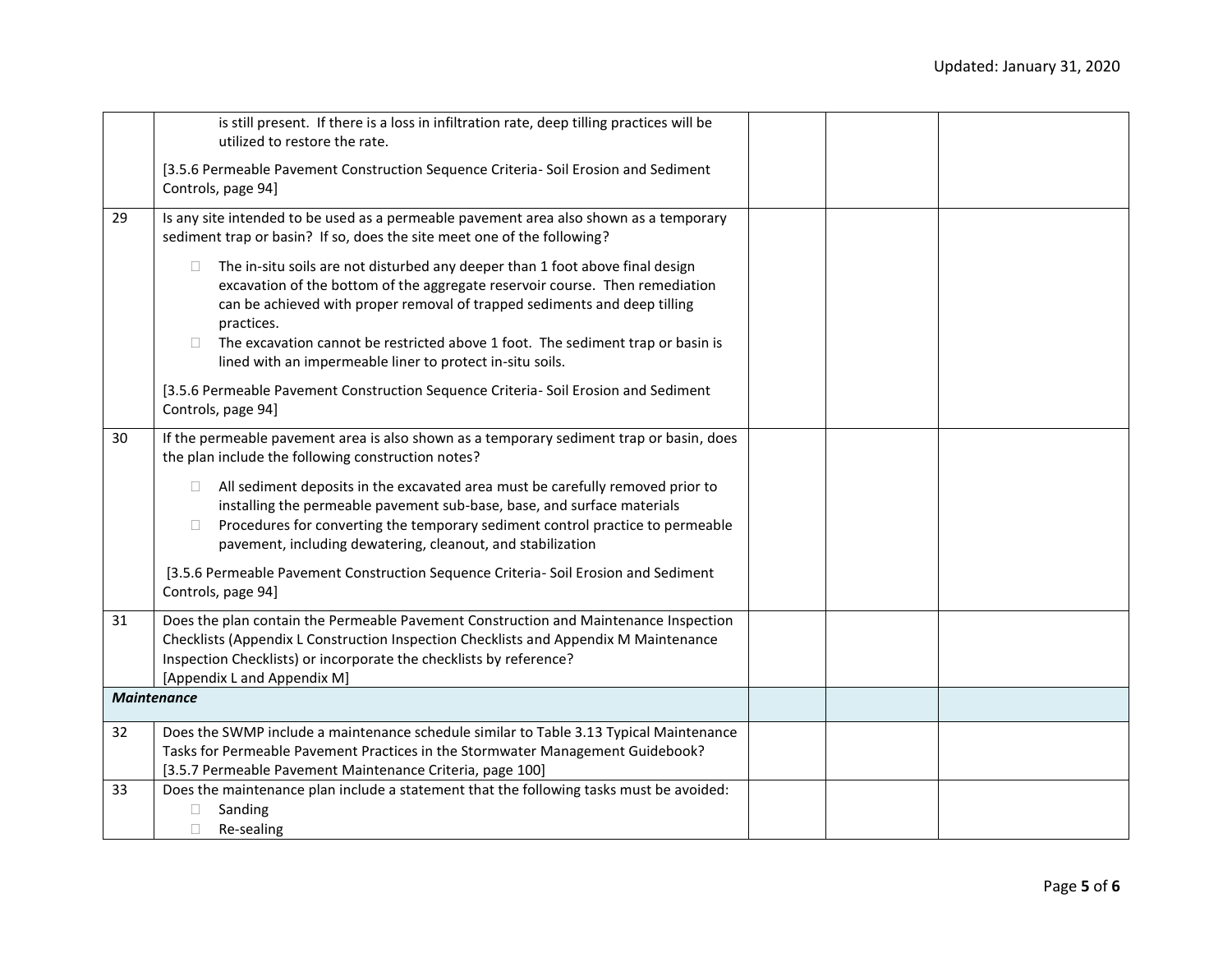| | | | | |
|---|---|---|---|---|
| | is still present. If there is a loss in infiltration rate, deep tilling practices will be utilized to restore the rate.<br><br>[3.5.6 Permeable Pavement Construction Sequence Criteria- Soil Erosion and Sediment Controls, page 94] | | | |
| 29 | Is any site intended to be used as a permeable pavement area also shown as a temporary sediment trap or basin? If so, does the site meet one of the following?<br><br>☐ The in-situ soils are not disturbed any deeper than 1 foot above final design excavation of the bottom of the aggregate reservoir course. Then remediation can be achieved with proper removal of trapped sediments and deep tilling practices.<br>☐ The excavation cannot be restricted above 1 foot. The sediment trap or basin is lined with an impermeable liner to protect in-situ soils.<br><br>[3.5.6 Permeable Pavement Construction Sequence Criteria- Soil Erosion and Sediment Controls, page 94] | | | |
| 30 | If the permeable pavement area is also shown as a temporary sediment trap or basin, does the plan include the following construction notes?<br><br>☐ All sediment deposits in the excavated area must be carefully removed prior to installing the permeable pavement sub-base, base, and surface materials<br>☐ Procedures for converting the temporary sediment control practice to permeable pavement, including dewatering, cleanout, and stabilization<br><br>[3.5.6 Permeable Pavement Construction Sequence Criteria- Soil Erosion and Sediment Controls, page 94] | | | |
| 31 | Does the plan contain the Permeable Pavement Construction and Maintenance Inspection Checklists (Appendix L Construction Inspection Checklists and Appendix M Maintenance Inspection Checklists) or incorporate the checklists by reference?<br>[Appendix L and Appendix M] | | | |
| ***Maintenance*** | | | | |
| 32 | Does the SWMP include a maintenance schedule similar to Table 3.13 Typical Maintenance Tasks for Permeable Pavement Practices in the Stormwater Management Guidebook?<br>[3.5.7 Permeable Pavement Maintenance Criteria, page 100] | | | |
| 33 | Does the maintenance plan include a statement that the following tasks must be avoided:<br>☐ Sanding<br>☐ Re-sealing | | | |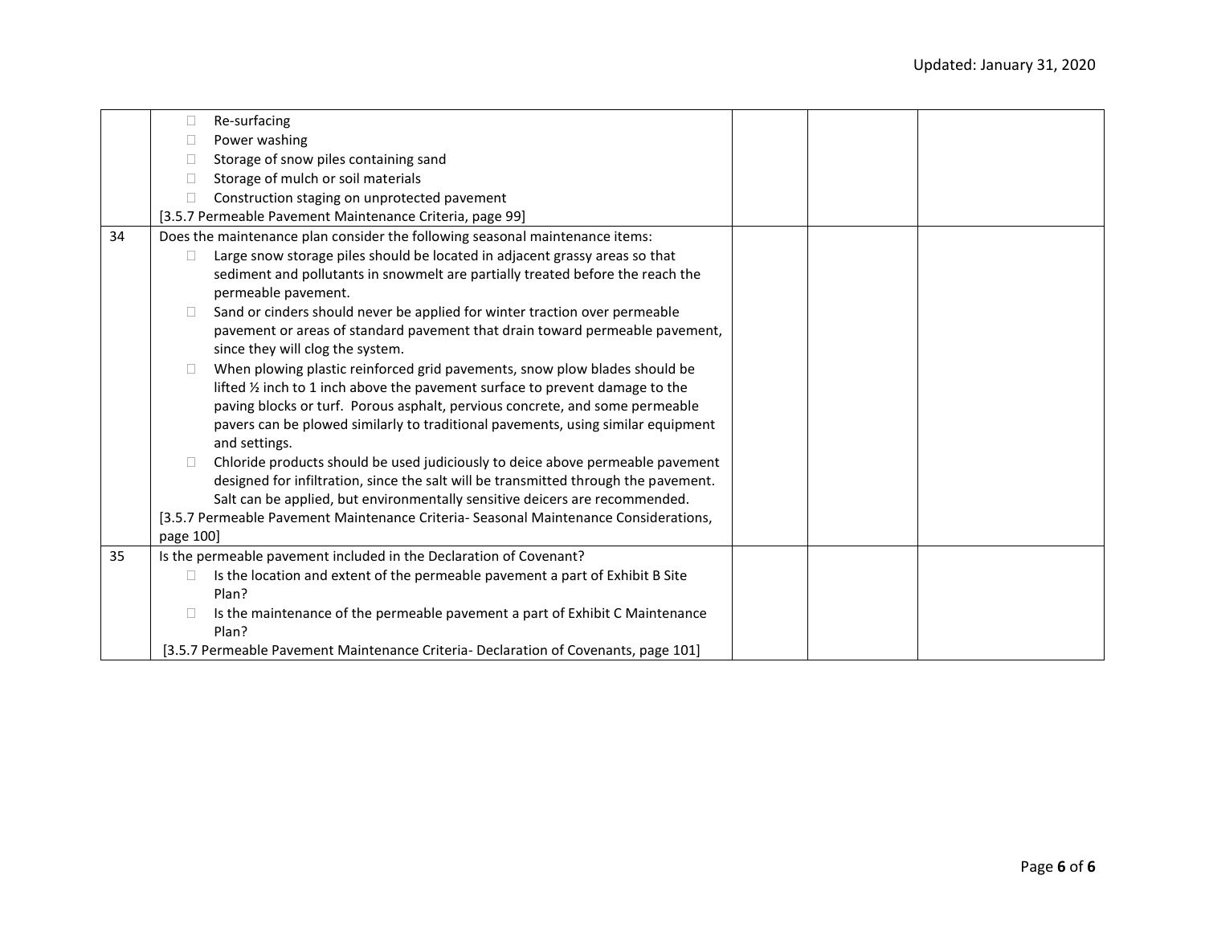| | | | | |
|---|---|---|---|---|
| | ☐ Re-surfacing<br>☐ Power washing<br>☐ Storage of snow piles containing sand<br>☐ Storage of mulch or soil materials<br>☐ Construction staging on unprotected pavement<br>[3.5.7 Permeable Pavement Maintenance Criteria, page 99] | | | |
| 34 | Does the maintenance plan consider the following seasonal maintenance items:<br>☐ Large snow storage piles should be located in adjacent grassy areas so that sediment and pollutants in snowmelt are partially treated before the reach the permeable pavement.<br>☐ Sand or cinders should never be applied for winter traction over permeable pavement or areas of standard pavement that drain toward permeable pavement, since they will clog the system.<br>☐ When plowing plastic reinforced grid pavements, snow plow blades should be lifted ½ inch to 1 inch above the pavement surface to prevent damage to the paving blocks or turf. Porous asphalt, pervious concrete, and some permeable pavers can be plowed similarly to traditional pavements, using similar equipment and settings.<br>☐ Chloride products should be used judiciously to deice above permeable pavement designed for infiltration, since the salt will be transmitted through the pavement. Salt can be applied, but environmentally sensitive deicers are recommended.<br>[3.5.7 Permeable Pavement Maintenance Criteria- Seasonal Maintenance Considerations, page 100] | | | |
| 35 | Is the permeable pavement included in the Declaration of Covenant?<br>☐ Is the location and extent of the permeable pavement a part of Exhibit B Site Plan?<br>☐ Is the maintenance of the permeable pavement a part of Exhibit C Maintenance Plan?<br>[3.5.7 Permeable Pavement Maintenance Criteria- Declaration of Covenants, page 101] | | | |